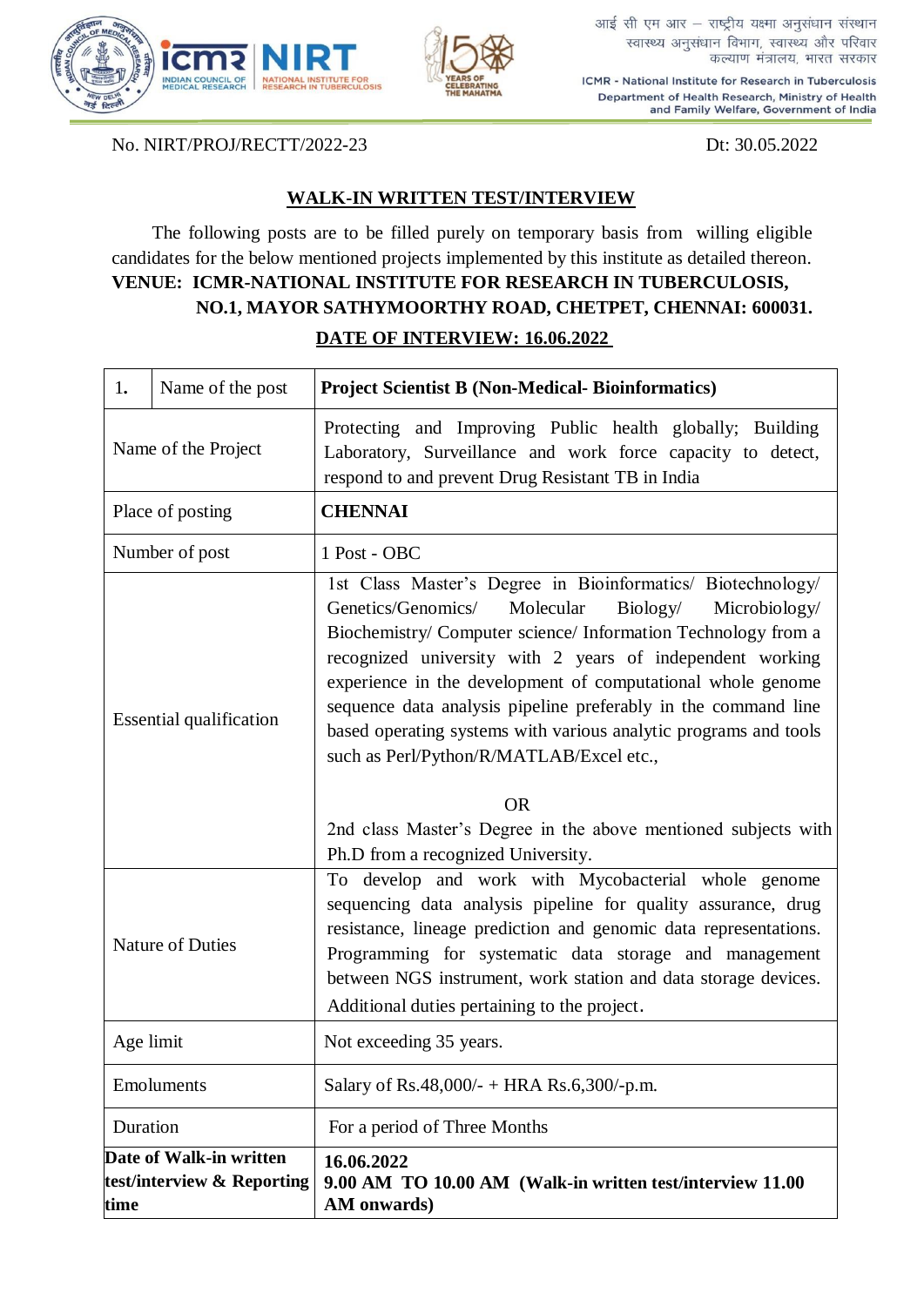आई सी एम आर – राष्ट्रीय यक्ष्मा अनुसंधान संस्थान
स्वास्थ्य अनुसंधान विभाग, स्वास्थ्य और परिवार कल्याण मंत्रालय, भारत सरकार

ICMR - National Institute for Research in Tuberculosis
Department of Health Research, Ministry of Health and Family Welfare, Government of India

No. NIRT/PROJ/RECTT/2022-23 Dt: 30.05.2022

## WALK-IN WRITTEN TEST/INTERVIEW

The following posts are to be filled purely on temporary basis from willing eligible candidates for the below mentioned projects implemented by this institute as detailed thereon.

**VENUE: ICMR-NATIONAL INSTITUTE FOR RESEARCH IN TUBERCULOSIS, NO.1, MAYOR SATHYMOORTHY ROAD, CHETPET, CHENNAI: 600031.**

**DATE OF INTERVIEW: 16.06.2022**

| **1.** Name of the post | **Project Scientist B (Non-Medical- Bioinformatics)** |
|---|---|
| Name of the Project | Protecting and Improving Public health globally; Building Laboratory, Surveillance and work force capacity to detect, respond to and prevent Drug Resistant TB in India |
| Place of posting | **CHENNAI** |
| Number of post | 1 Post - OBC |
| Essential qualification | 1st Class Master's Degree in Bioinformatics/ Biotechnology/ Genetics/Genomics/ Molecular Biology/ Microbiology/ Biochemistry/ Computer science/ Information Technology from a recognized university with 2 years of independent working experience in the development of computational whole genome sequence data analysis pipeline preferably in the command line based operating systems with various analytic programs and tools such as Perl/Python/R/MATLAB/Excel etc., <br><br> OR <br><br> 2nd class Master's Degree in the above mentioned subjects with Ph.D from a recognized University. |
| Nature of Duties | To develop and work with Mycobacterial whole genome sequencing data analysis pipeline for quality assurance, drug resistance, lineage prediction and genomic data representations. Programming for systematic data storage and management between NGS instrument, work station and data storage devices. Additional duties pertaining to the project. |
| Age limit | Not exceeding 35 years. |
| Emoluments | Salary of Rs.48,000/- + HRA Rs.6,300/-p.m. |
| Duration | For a period of Three Months |
| **Date of Walk-in written test/interview & Reporting time** | **16.06.2022** <br> **9.00 AM TO 10.00 AM (Walk-in written test/interview 11.00 AM onwards)** |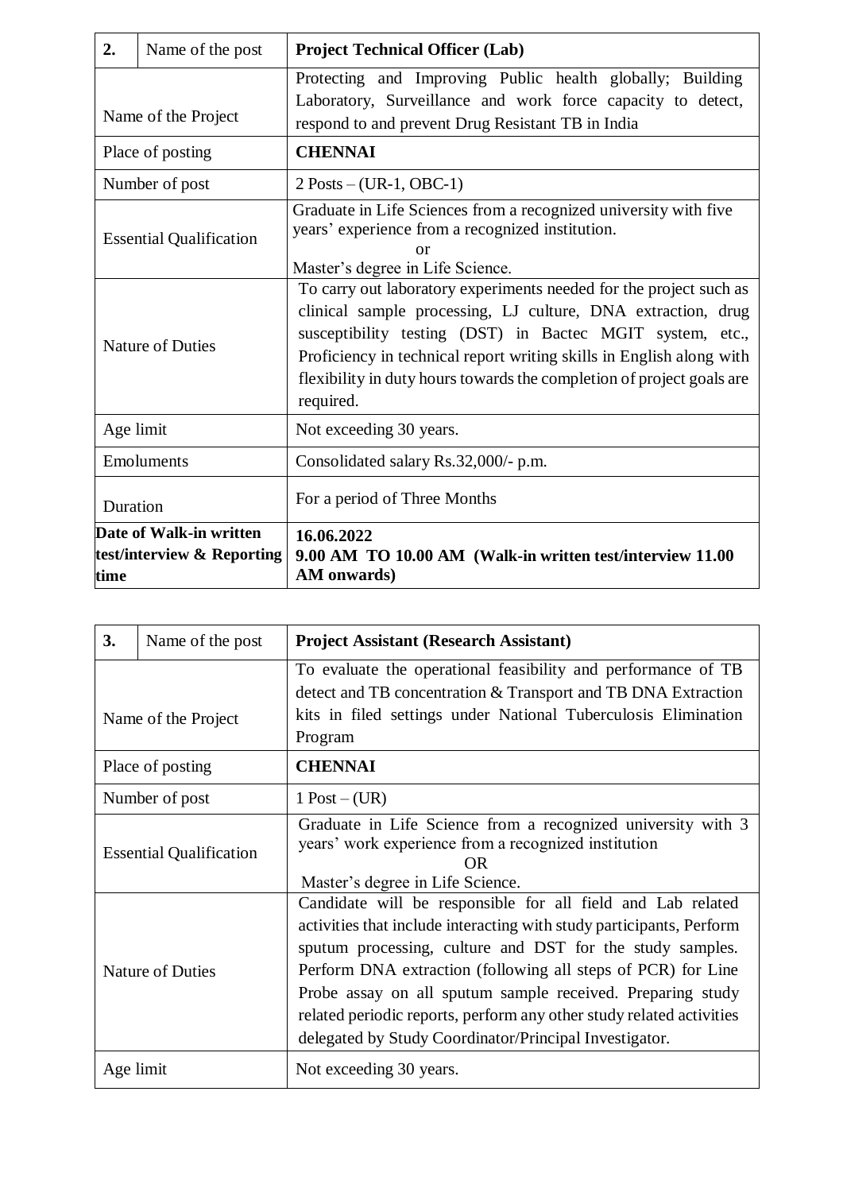| 2. | Name of the post | **Project Technical Officer (Lab)** |
|---|---|---|
| Name of the Project | | Protecting and Improving Public health globally; Building Laboratory, Surveillance and work force capacity to detect, respond to and prevent Drug Resistant TB in India |
| Place of posting | | **CHENNAI** |
| Number of post | | 2 Posts – (UR-1, OBC-1) |
| Essential Qualification | | Graduate in Life Sciences from a recognized university with five years' experience from a recognized institution.<br>or<br>Master's degree in Life Science. |
| Nature of Duties | | To carry out laboratory experiments needed for the project such as clinical sample processing, LJ culture, DNA extraction, drug susceptibility testing (DST) in Bactec MGIT system, etc., Proficiency in technical report writing skills in English along with flexibility in duty hours towards the completion of project goals are required. |
| Age limit | | Not exceeding 30 years. |
| Emoluments | | Consolidated salary Rs.32,000/- p.m. |
| Duration | | For a period of Three Months |
| **Date of Walk-in written test/interview & Reporting time** | | **16.06.2022**<br>**9.00 AM TO 10.00 AM (Walk-in written test/interview 11.00 AM onwards)** |

| 3. | Name of the post | **Project Assistant (Research Assistant)** |
|---|---|---|
| Name of the Project | | To evaluate the operational feasibility and performance of TB detect and TB concentration & Transport and TB DNA Extraction kits in filed settings under National Tuberculosis Elimination Program |
| Place of posting | | **CHENNAI** |
| Number of post | | 1 Post – (UR) |
| Essential Qualification | | Graduate in Life Science from a recognized university with 3 years' work experience from a recognized institution<br>OR<br>Master's degree in Life Science. |
| Nature of Duties | | Candidate will be responsible for all field and Lab related activities that include interacting with study participants, Perform sputum processing, culture and DST for the study samples. Perform DNA extraction (following all steps of PCR) for Line Probe assay on all sputum sample received. Preparing study related periodic reports, perform any other study related activities delegated by Study Coordinator/Principal Investigator. |
| Age limit | | Not exceeding 30 years. |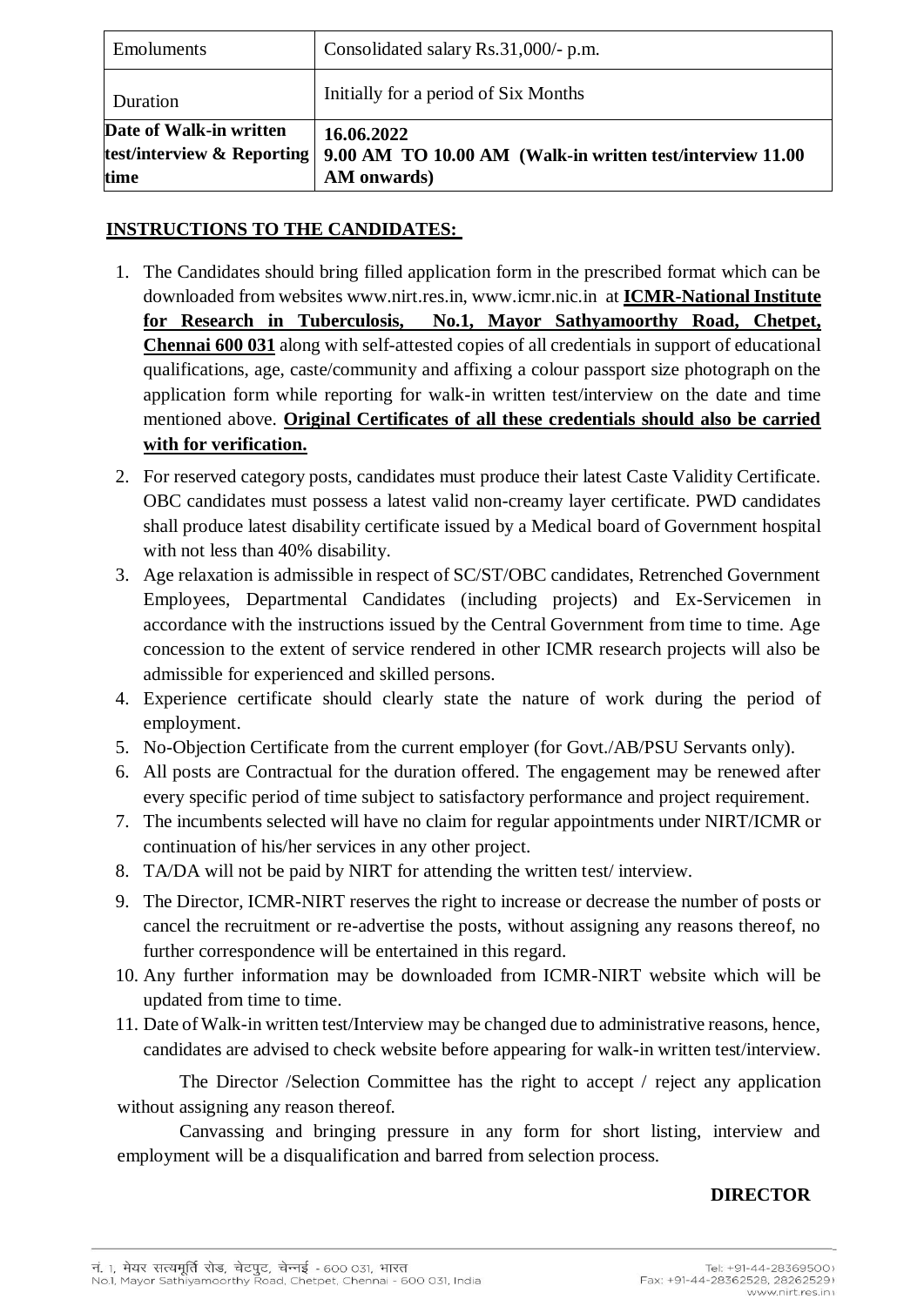| | |
|---|---|
| Emoluments | Consolidated salary Rs.31,000/- p.m. |
| Duration | Initially for a period of Six Months |
| **Date of Walk-in written test/interview & Reporting time** | **16.06.2022**<br>**9.00 AM TO 10.00 AM (Walk-in written test/interview 11.00 AM onwards)** |

**INSTRUCTIONS TO THE CANDIDATES:**

1. The Candidates should bring filled application form in the prescribed format which can be downloaded from websites www.nirt.res.in, www.icmr.nic.in at **ICMR-National Institute for Research in Tuberculosis, No.1, Mayor Sathyamoorthy Road, Chetpet, Chennai 600 031** along with self-attested copies of all credentials in support of educational qualifications, age, caste/community and affixing a colour passport size photograph on the application form while reporting for walk-in written test/interview on the date and time mentioned above. **Original Certificates of all these credentials should also be carried with for verification.**
2. For reserved category posts, candidates must produce their latest Caste Validity Certificate. OBC candidates must possess a latest valid non-creamy layer certificate. PWD candidates shall produce latest disability certificate issued by a Medical board of Government hospital with not less than 40% disability.
3. Age relaxation is admissible in respect of SC/ST/OBC candidates, Retrenched Government Employees, Departmental Candidates (including projects) and Ex-Servicemen in accordance with the instructions issued by the Central Government from time to time. Age concession to the extent of service rendered in other ICMR research projects will also be admissible for experienced and skilled persons.
4. Experience certificate should clearly state the nature of work during the period of employment.
5. No-Objection Certificate from the current employer (for Govt./AB/PSU Servants only).
6. All posts are Contractual for the duration offered. The engagement may be renewed after every specific period of time subject to satisfactory performance and project requirement.
7. The incumbents selected will have no claim for regular appointments under NIRT/ICMR or continuation of his/her services in any other project.
8. TA/DA will not be paid by NIRT for attending the written test/ interview.
9. The Director, ICMR-NIRT reserves the right to increase or decrease the number of posts or cancel the recruitment or re-advertise the posts, without assigning any reasons thereof, no further correspondence will be entertained in this regard.
10. Any further information may be downloaded from ICMR-NIRT website which will be updated from time to time.
11. Date of Walk-in written test/Interview may be changed due to administrative reasons, hence, candidates are advised to check website before appearing for walk-in written test/interview.

The Director /Selection Committee has the right to accept / reject any application without assigning any reason thereof.

Canvassing and bringing pressure in any form for short listing, interview and employment will be a disqualification and barred from selection process.

**DIRECTOR**